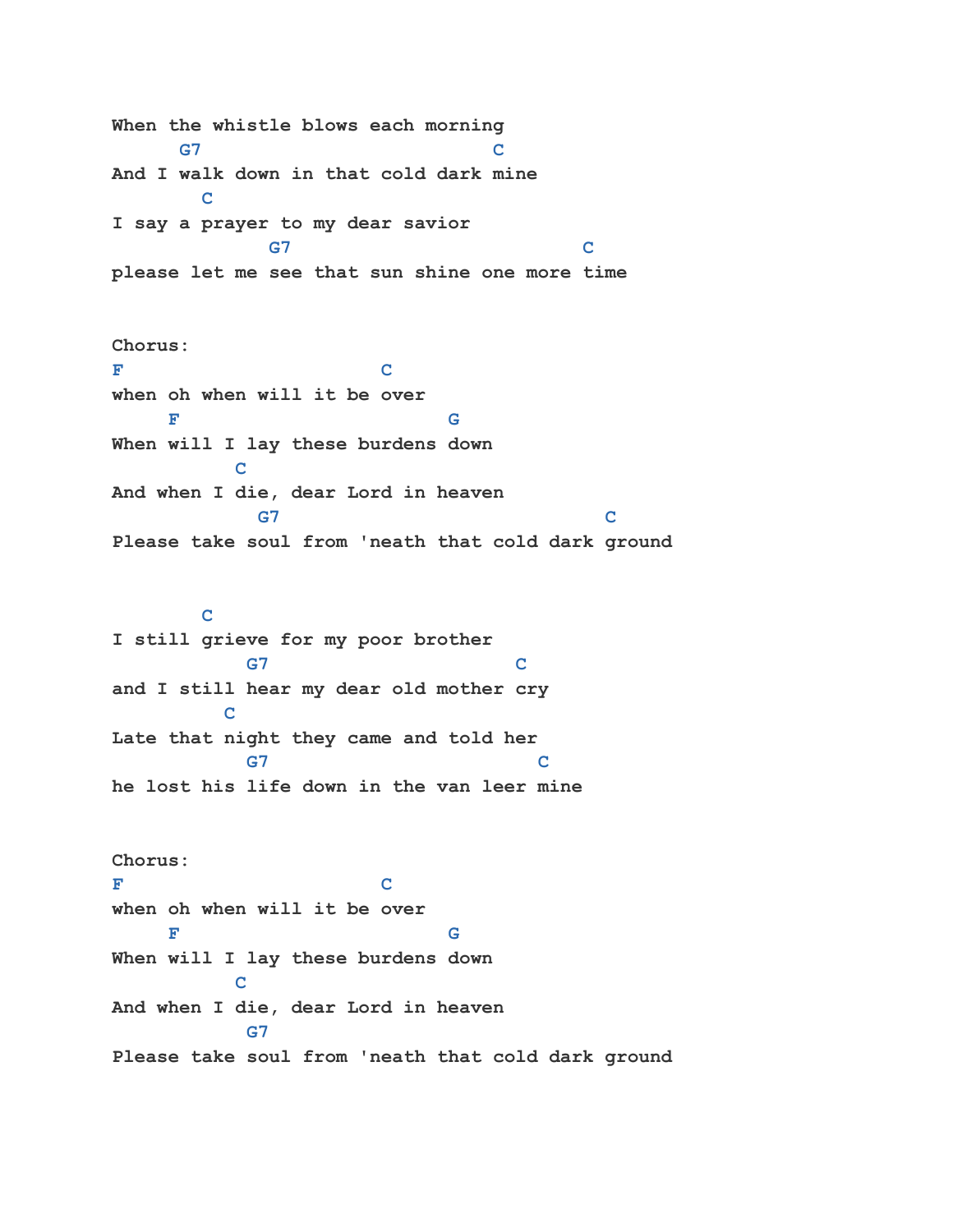```
When the whistle blows each morning
      G7                           C
And I walk down in that cold dark mine
        C
I say a prayer to my dear savior
              G7                         C
please let me see that sun shine one more time


Chorus:
F                        C
when oh when will it be over
     F                         G
When will I lay these burdens down
           C
And when I die, dear Lord in heaven
             G7                           C
Please take soul from 'neath that cold dark ground



        C
I still grieve for my poor brother
            G7                      C
and I still hear my dear old mother cry
          C
Late that night they came and told her
            G7                        C
he lost his life down in the van leer mine


Chorus:
F                        C
when oh when will it be over
     F                         G
When will I lay these burdens down
           C
And when I die, dear Lord in heaven
            G7
Please take soul from 'neath that cold dark ground
```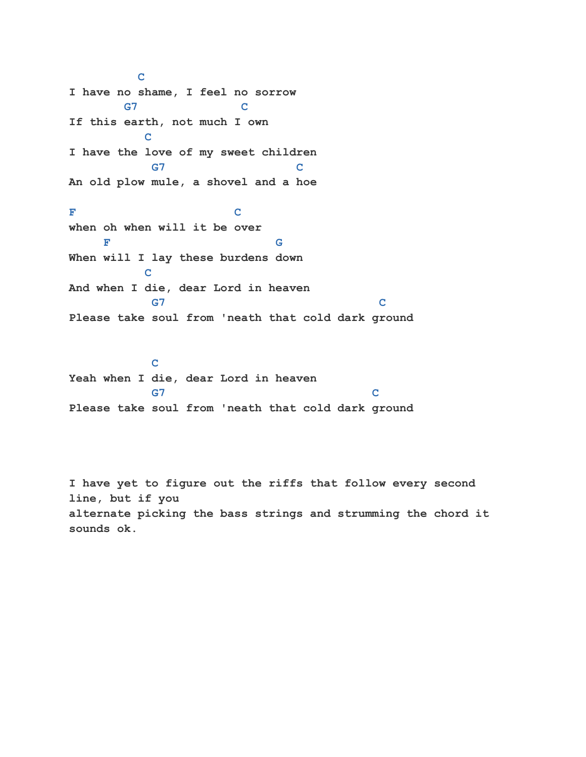```
          C
I have no shame, I feel no sorrow
        G7               C
If this earth, not much I own
          C
I have the love of my sweet children
            G7                  C
An old plow mule, a shovel and a hoe

F                       C
when oh when will it be over
     F                        G
When will I lay these burdens down
          C
And when I die, dear Lord in heaven
            G7                               C
Please take soul from 'neath that cold dark ground


            C
Yeah when I die, dear Lord in heaven
            G7                              C
Please take soul from 'neath that cold dark ground
```

I have yet to figure out the riffs that follow every second line, but if you
alternate picking the bass strings and strumming the chord it sounds ok.